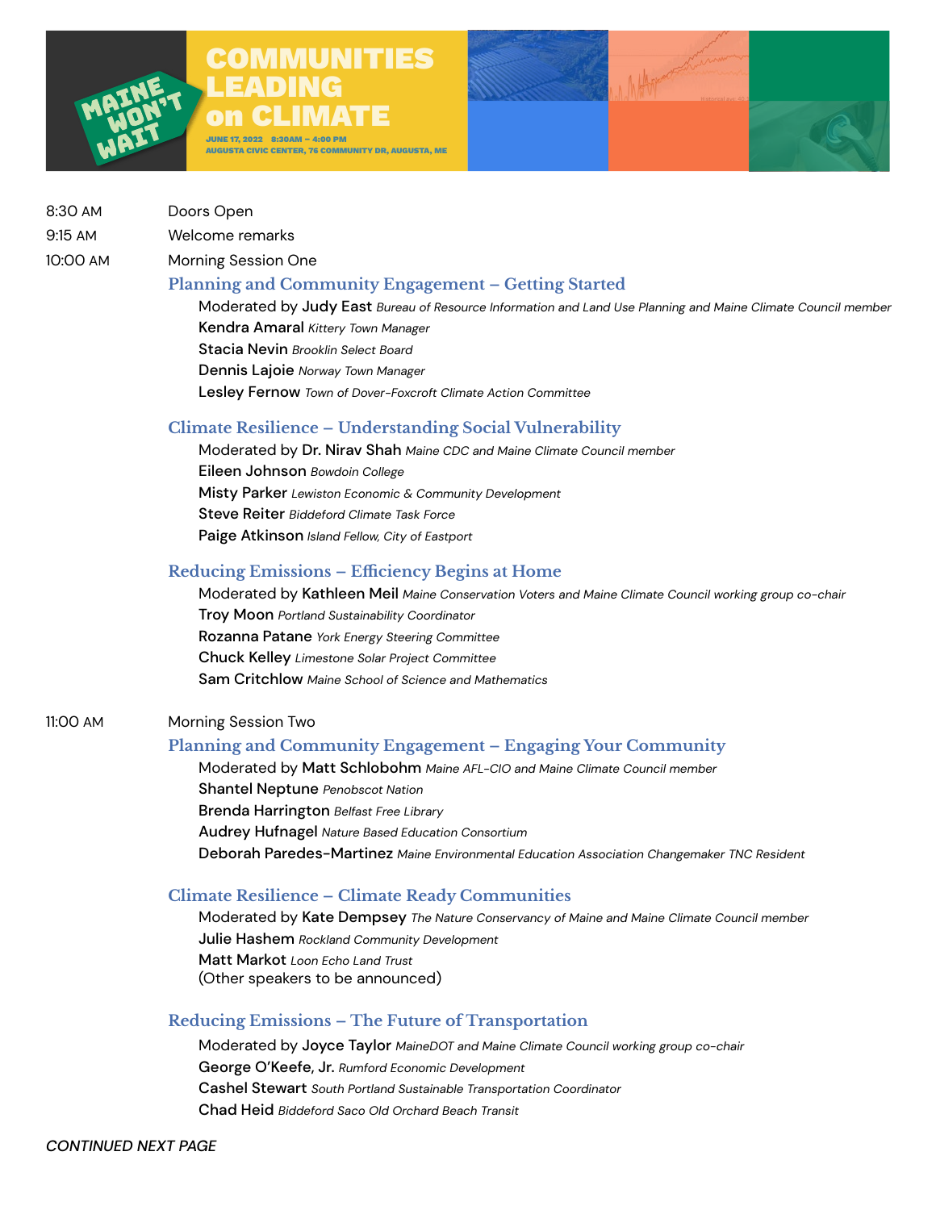# COMMUNITIES LEADING on CLIMATE

MAINE WON'T WAIT

JUNE 17, 2022 8:30AM – 4:00 PM
AUGUSTA CIVIC CENTER, 76 COMMUNITY DR, AUGUSTA, ME

8:30 AM Doors Open

9:15 AM Welcome remarks

10:00 AM Morning Session One

## Planning and Community Engagement – Getting Started

Moderated by **Judy East** *Bureau of Resource Information and Land Use Planning and Maine Climate Council member*
**Kendra Amaral** *Kittery Town Manager*
**Stacia Nevin** *Brooklin Select Board*
**Dennis Lajoie** *Norway Town Manager*
**Lesley Fernow** *Town of Dover-Foxcroft Climate Action Committee*

## Climate Resilience – Understanding Social Vulnerability

Moderated by **Dr. Nirav Shah** *Maine CDC and Maine Climate Council member*
**Eileen Johnson** *Bowdoin College*
**Misty Parker** *Lewiston Economic & Community Development*
**Steve Reiter** *Biddeford Climate Task Force*
**Paige Atkinson** *Island Fellow, City of Eastport*

## Reducing Emissions – Efficiency Begins at Home

Moderated by **Kathleen Meil** *Maine Conservation Voters and Maine Climate Council working group co-chair*
**Troy Moon** *Portland Sustainability Coordinator*
**Rozanna Patane** *York Energy Steering Committee*
**Chuck Kelley** *Limestone Solar Project Committee*
**Sam Critchlow** *Maine School of Science and Mathematics*

11:00 AM Morning Session Two

## Planning and Community Engagement – Engaging Your Community

Moderated by **Matt Schlobohm** *Maine AFL-CIO and Maine Climate Council member*
**Shantel Neptune** *Penobscot Nation*
**Brenda Harrington** *Belfast Free Library*
**Audrey Hufnagel** *Nature Based Education Consortium*
**Deborah Paredes-Martinez** *Maine Environmental Education Association Changemaker TNC Resident*

## Climate Resilience – Climate Ready Communities

Moderated by **Kate Dempsey** *The Nature Conservancy of Maine and Maine Climate Council member*
**Julie Hashem** *Rockland Community Development*
**Matt Markot** *Loon Echo Land Trust*
(Other speakers to be announced)

## Reducing Emissions – The Future of Transportation

Moderated by **Joyce Taylor** *MaineDOT and Maine Climate Council working group co-chair*
**George O'Keefe, Jr.** *Rumford Economic Development*
**Cashel Stewart** *South Portland Sustainable Transportation Coordinator*
**Chad Heid** *Biddeford Saco Old Orchard Beach Transit*

*CONTINUED NEXT PAGE*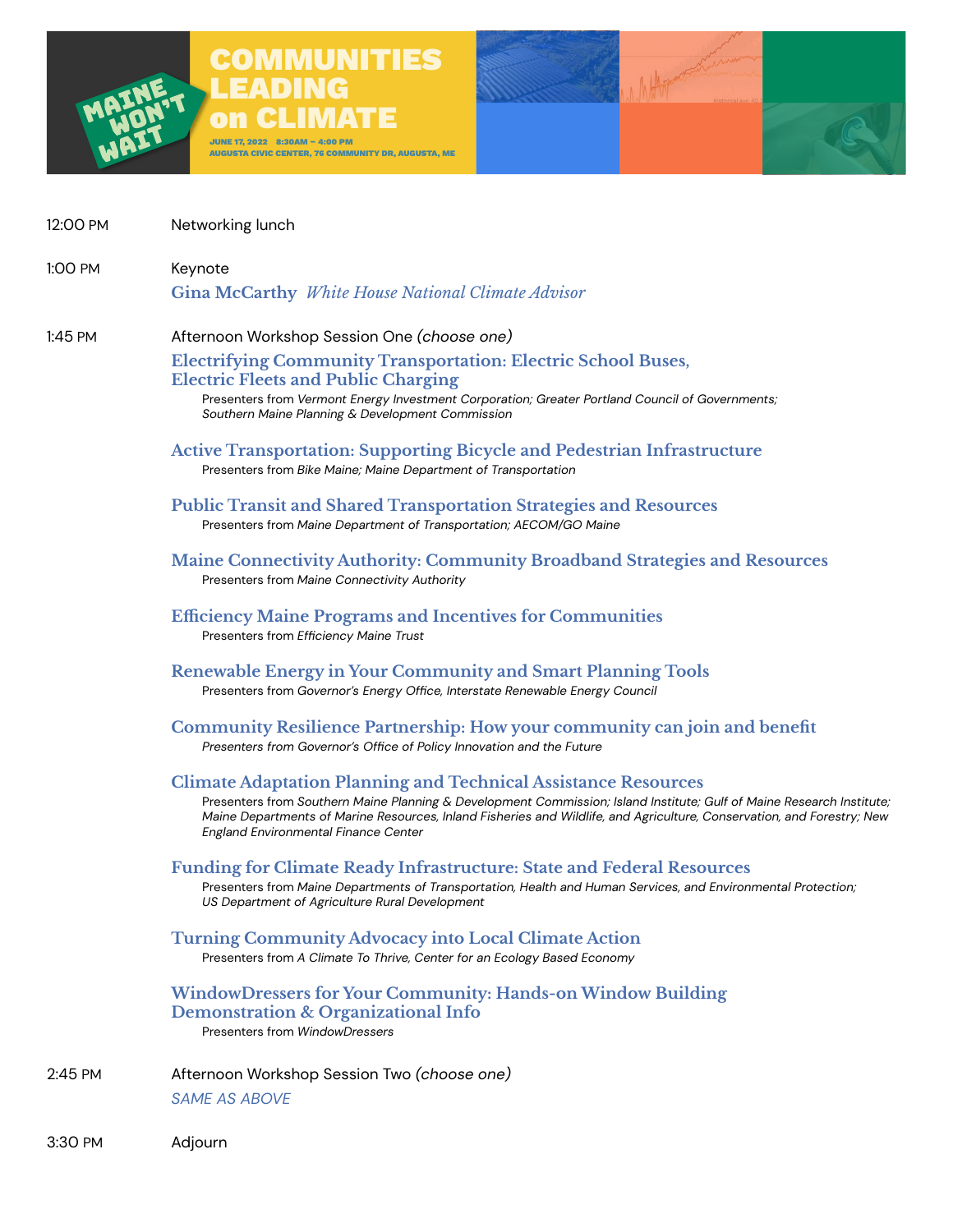# COMMUNITIES LEADING on CLIMATE

MAINE WON'T WAIT

JUNE 17, 2022 8:30AM – 4:00 PM
AUGUSTA CIVIC CENTER, 76 COMMUNITY DR, AUGUSTA, ME

12:00 PM — Networking lunch

1:00 PM — Keynote

**Gina McCarthy** *White House National Climate Advisor*

1:45 PM — Afternoon Workshop Session One *(choose one)*

**Electrifying Community Transportation: Electric School Buses, Electric Fleets and Public Charging**
Presenters from *Vermont Energy Investment Corporation; Greater Portland Council of Governments; Southern Maine Planning & Development Commission*

**Active Transportation: Supporting Bicycle and Pedestrian Infrastructure**
Presenters from *Bike Maine; Maine Department of Transportation*

**Public Transit and Shared Transportation Strategies and Resources**
Presenters from *Maine Department of Transportation; AECOM/GO Maine*

**Maine Connectivity Authority: Community Broadband Strategies and Resources**
Presenters from *Maine Connectivity Authority*

**Efficiency Maine Programs and Incentives for Communities**
Presenters from *Efficiency Maine Trust*

**Renewable Energy in Your Community and Smart Planning Tools**
Presenters from *Governor's Energy Office, Interstate Renewable Energy Council*

**Community Resilience Partnership: How your community can join and benefit**
*Presenters from Governor's Office of Policy Innovation and the Future*

**Climate Adaptation Planning and Technical Assistance Resources**
Presenters from *Southern Maine Planning & Development Commission; Island Institute; Gulf of Maine Research Institute; Maine Departments of Marine Resources, Inland Fisheries and Wildlife, and Agriculture, Conservation, and Forestry; New England Environmental Finance Center*

**Funding for Climate Ready Infrastructure: State and Federal Resources**
Presenters from *Maine Departments of Transportation, Health and Human Services, and Environmental Protection; US Department of Agriculture Rural Development*

**Turning Community Advocacy into Local Climate Action**
Presenters from *A Climate To Thrive, Center for an Ecology Based Economy*

**WindowDressers for Your Community: Hands-on Window Building Demonstration & Organizational Info**
Presenters from *WindowDressers*

2:45 PM — Afternoon Workshop Session Two *(choose one)*

*SAME AS ABOVE*

3:30 PM — Adjourn